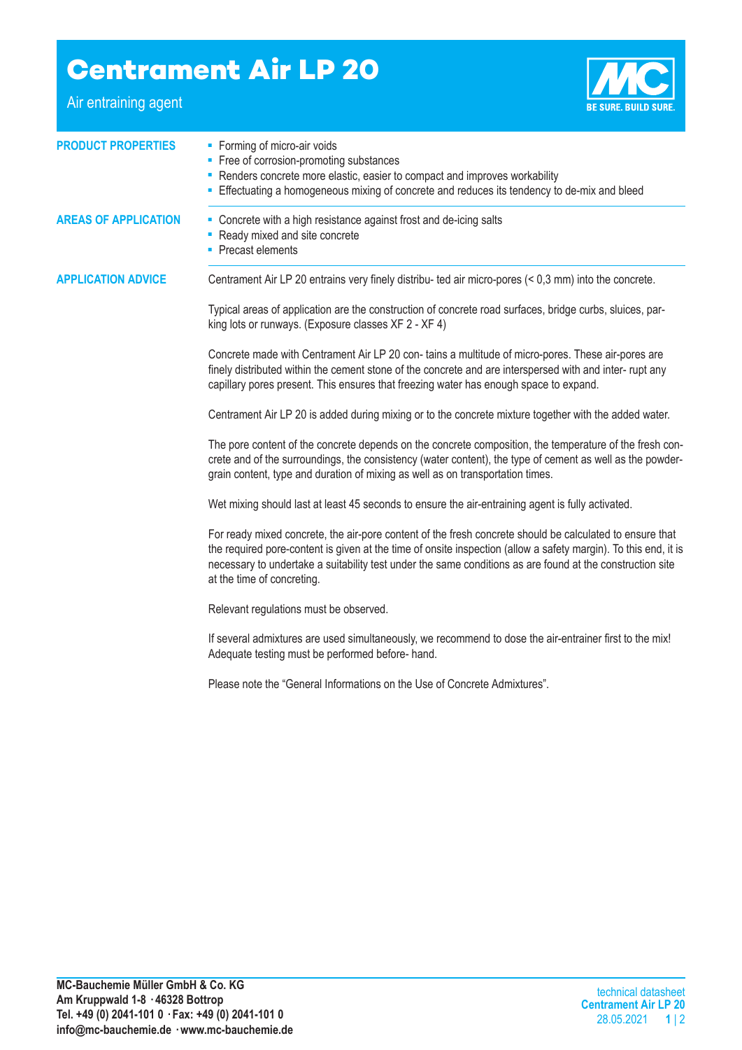# Centrament Air LP 20

Air entraining agent

BE SURE. BUILD SURE.

## PRODUCT PROPERTIES

- Forming of micro-air voids
- Free of corrosion-promoting substances
- Renders concrete more elastic, easier to compact and improves workability
- Effectuating a homogeneous mixing of concrete and reduces its tendency to de-mix and bleed

## AREAS OF APPLICATION

- Concrete with a high resistance against frost and de-icing salts
- Ready mixed and site concrete
- Precast elements

## APPLICATION ADVICE

Centrament Air LP 20 entrains very finely distribu- ted air micro-pores (< 0,3 mm) into the concrete.

Typical areas of application are the construction of concrete road surfaces, bridge curbs, sluices, parking lots or runways. (Exposure classes XF 2 - XF 4)

Concrete made with Centrament Air LP 20 con- tains a multitude of micro-pores. These air-pores are finely distributed within the cement stone of the concrete and are interspersed with and inter- rupt any capillary pores present. This ensures that freezing water has enough space to expand.

Centrament Air LP 20 is added during mixing or to the concrete mixture together with the added water.

The pore content of the concrete depends on the concrete composition, the temperature of the fresh concrete and of the surroundings, the consistency (water content), the type of cement as well as the powder-grain content, type and duration of mixing as well as on transportation times.

Wet mixing should last at least 45 seconds to ensure the air-entraining agent is fully activated.

For ready mixed concrete, the air-pore content of the fresh concrete should be calculated to ensure that the required pore-content is given at the time of onsite inspection (allow a safety margin). To this end, it is necessary to undertake a suitability test under the same conditions as are found at the construction site at the time of concreting.

Relevant regulations must be observed.

If several admixtures are used simultaneously, we recommend to dose the air-entrainer first to the mix! Adequate testing must be performed before- hand.

Please note the “General Informations on the Use of Concrete Admixtures”.

**MC-Bauchemie Müller GmbH & Co. KG**
**Am Kruppwald 1-8 · 46328 Bottrop**
**Tel. +49 (0) 2041-101 0 · Fax: +49 (0) 2041-101 0**
**info@mc-bauchemie.de · www.mc-bauchemie.de**

technical datasheet
**Centrament Air LP 20**
28.05.2021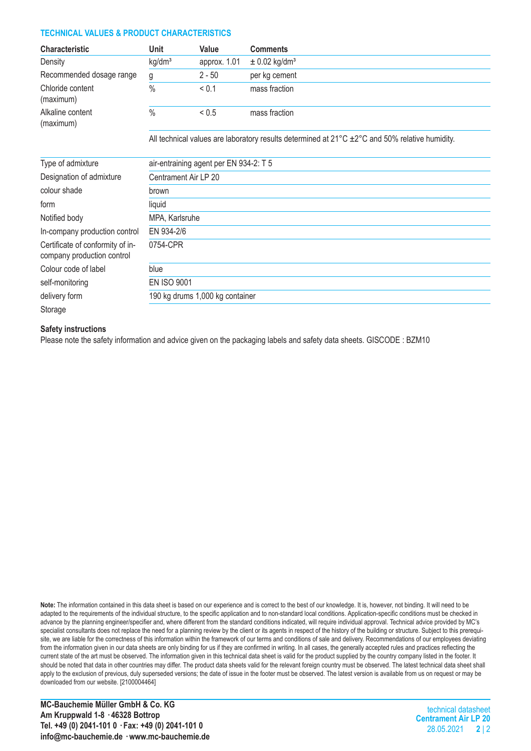## TECHNICAL VALUES & PRODUCT CHARACTERISTICS

| Characteristic | Unit | Value | Comments |
|---|---|---|---|
| Density | kg/dm³ | approx. 1.01 | ± 0.02 kg/dm³ |
| Recommended dosage range | g | 2 - 50 | per kg cement |
| Chloride content (maximum) | % | < 0.1 | mass fraction |
| Alkaline content (maximum) | % | < 0.5 | mass fraction |

All technical values are laboratory results determined at 21°C ±2°C and 50% relative humidity.

| | |
|---|---|
| Type of admixture | air-entraining agent per EN 934-2: T 5 |
| Designation of admixture | Centrament Air LP 20 |
| colour shade | brown |
| form | liquid |
| Notified body | MPA, Karlsruhe |
| In-company production control | EN 934-2/6 |
| Certificate of conformity of in-company production control | 0754-CPR |
| Colour code of label | blue |
| self-monitoring | EN ISO 9001 |
| delivery form | 190 kg drums 1,000 kg container |
| Storage | |

**Safety instructions**

Please note the safety information and advice given on the packaging labels and safety data sheets. GISCODE : BZM10

**Note:** The information contained in this data sheet is based on our experience and is correct to the best of our knowledge. It is, however, not binding. It will need to be adapted to the requirements of the individual structure, to the specific application and to non-standard local conditions. Application-specific conditions must be checked in advance by the planning engineer/specifier and, where different from the standard conditions indicated, will require individual approval. Technical advice provided by MC's specialist consultants does not replace the need for a planning review by the client or its agents in respect of the history of the building or structure. Subject to this prerequisite, we are liable for the correctness of this information within the framework of our terms and conditions of sale and delivery. Recommendations of our employees deviating from the information given in our data sheets are only binding for us if they are confirmed in writing. In all cases, the generally accepted rules and practices reflecting the current state of the art must be observed. The information given in this technical data sheet is valid for the product supplied by the country company listed in the footer. It should be noted that data in other countries may differ. The product data sheets valid for the relevant foreign country must be observed. The latest technical data sheet shall apply to the exclusion of previous, duly superseded versions; the date of issue in the footer must be observed. The latest version is available from us on request or may be downloaded from our website. [2100004464]

**MC-Bauchemie Müller GmbH & Co. KG**
**Am Kruppwald 1-8 · 46328 Bottrop**
**Tel. +49 (0) 2041-101 0 · Fax: +49 (0) 2041-101 0**
**info@mc-bauchemie.de · www.mc-bauchemie.de**

technical datasheet
**Centrament Air LP 20**
28.05.2021